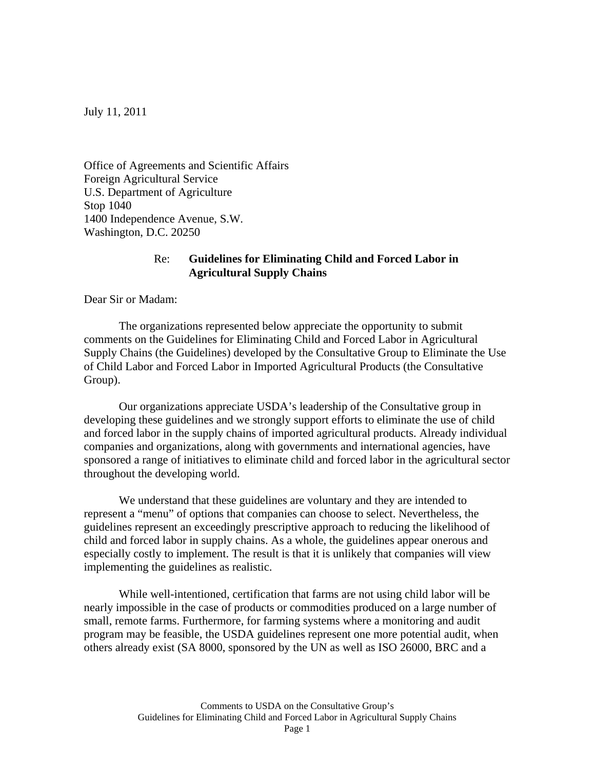July 11, 2011

Office of Agreements and Scientific Affairs
Foreign Agricultural Service
U.S. Department of Agriculture
Stop 1040
1400 Independence Avenue, S.W.
Washington, D.C. 20250

Re: **Guidelines for Eliminating Child and Forced Labor in Agricultural Supply Chains**

Dear Sir or Madam:

The organizations represented below appreciate the opportunity to submit comments on the Guidelines for Eliminating Child and Forced Labor in Agricultural Supply Chains (the Guidelines) developed by the Consultative Group to Eliminate the Use of Child Labor and Forced Labor in Imported Agricultural Products (the Consultative Group).

Our organizations appreciate USDA's leadership of the Consultative group in developing these guidelines and we strongly support efforts to eliminate the use of child and forced labor in the supply chains of imported agricultural products. Already individual companies and organizations, along with governments and international agencies, have sponsored a range of initiatives to eliminate child and forced labor in the agricultural sector throughout the developing world.

We understand that these guidelines are voluntary and they are intended to represent a "menu" of options that companies can choose to select. Nevertheless, the guidelines represent an exceedingly prescriptive approach to reducing the likelihood of child and forced labor in supply chains. As a whole, the guidelines appear onerous and especially costly to implement. The result is that it is unlikely that companies will view implementing the guidelines as realistic.

While well-intentioned, certification that farms are not using child labor will be nearly impossible in the case of products or commodities produced on a large number of small, remote farms. Furthermore, for farming systems where a monitoring and audit program may be feasible, the USDA guidelines represent one more potential audit, when others already exist (SA 8000, sponsored by the UN as well as ISO 26000, BRC and a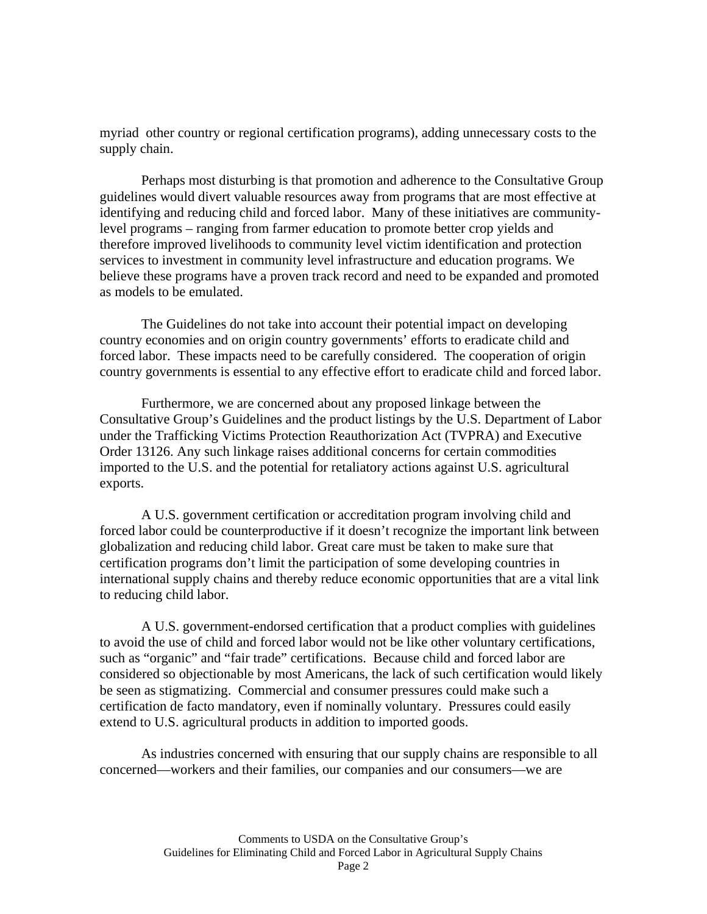myriad other country or regional certification programs), adding unnecessary costs to the supply chain.

Perhaps most disturbing is that promotion and adherence to the Consultative Group guidelines would divert valuable resources away from programs that are most effective at identifying and reducing child and forced labor. Many of these initiatives are community-level programs – ranging from farmer education to promote better crop yields and therefore improved livelihoods to community level victim identification and protection services to investment in community level infrastructure and education programs. We believe these programs have a proven track record and need to be expanded and promoted as models to be emulated.

The Guidelines do not take into account their potential impact on developing country economies and on origin country governments' efforts to eradicate child and forced labor. These impacts need to be carefully considered. The cooperation of origin country governments is essential to any effective effort to eradicate child and forced labor.

Furthermore, we are concerned about any proposed linkage between the Consultative Group's Guidelines and the product listings by the U.S. Department of Labor under the Trafficking Victims Protection Reauthorization Act (TVPRA) and Executive Order 13126. Any such linkage raises additional concerns for certain commodities imported to the U.S. and the potential for retaliatory actions against U.S. agricultural exports.

A U.S. government certification or accreditation program involving child and forced labor could be counterproductive if it doesn't recognize the important link between globalization and reducing child labor. Great care must be taken to make sure that certification programs don't limit the participation of some developing countries in international supply chains and thereby reduce economic opportunities that are a vital link to reducing child labor.

A U.S. government-endorsed certification that a product complies with guidelines to avoid the use of child and forced labor would not be like other voluntary certifications, such as "organic" and "fair trade" certifications. Because child and forced labor are considered so objectionable by most Americans, the lack of such certification would likely be seen as stigmatizing. Commercial and consumer pressures could make such a certification de facto mandatory, even if nominally voluntary. Pressures could easily extend to U.S. agricultural products in addition to imported goods.

As industries concerned with ensuring that our supply chains are responsible to all concerned—workers and their families, our companies and our consumers—we are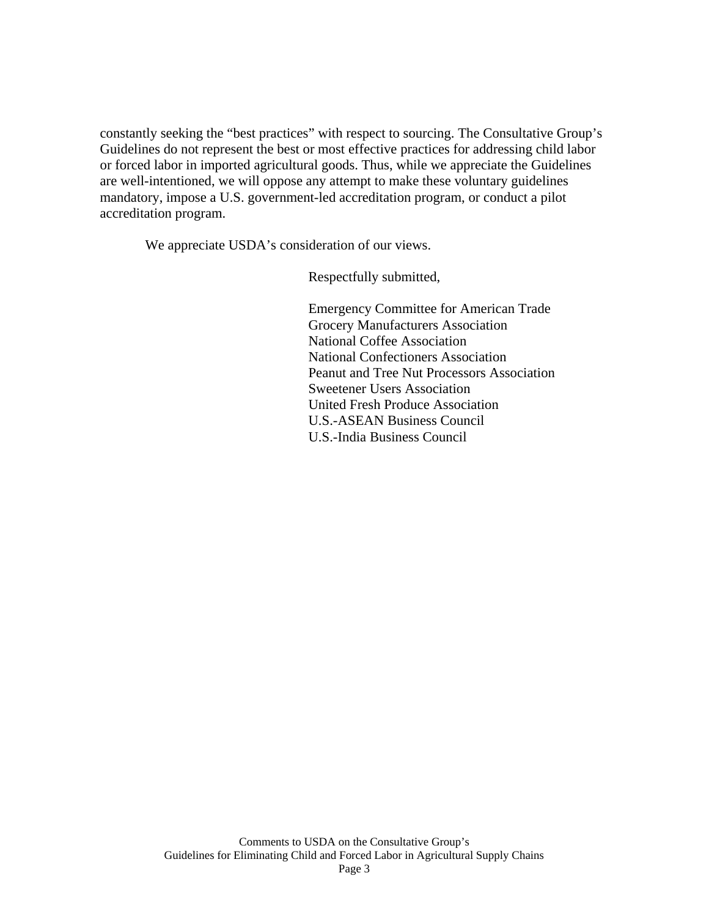constantly seeking the “best practices” with respect to sourcing. The Consultative Group’s Guidelines do not represent the best or most effective practices for addressing child labor or forced labor in imported agricultural goods. Thus, while we appreciate the Guidelines are well-intentioned, we will oppose any attempt to make these voluntary guidelines mandatory, impose a U.S. government-led accreditation program, or conduct a pilot accreditation program.

We appreciate USDA’s consideration of our views.

Respectfully submitted,

Emergency Committee for American Trade
Grocery Manufacturers Association
National Coffee Association
National Confectioners Association
Peanut and Tree Nut Processors Association
Sweetener Users Association
United Fresh Produce Association
U.S.-ASEAN Business Council
U.S.-India Business Council